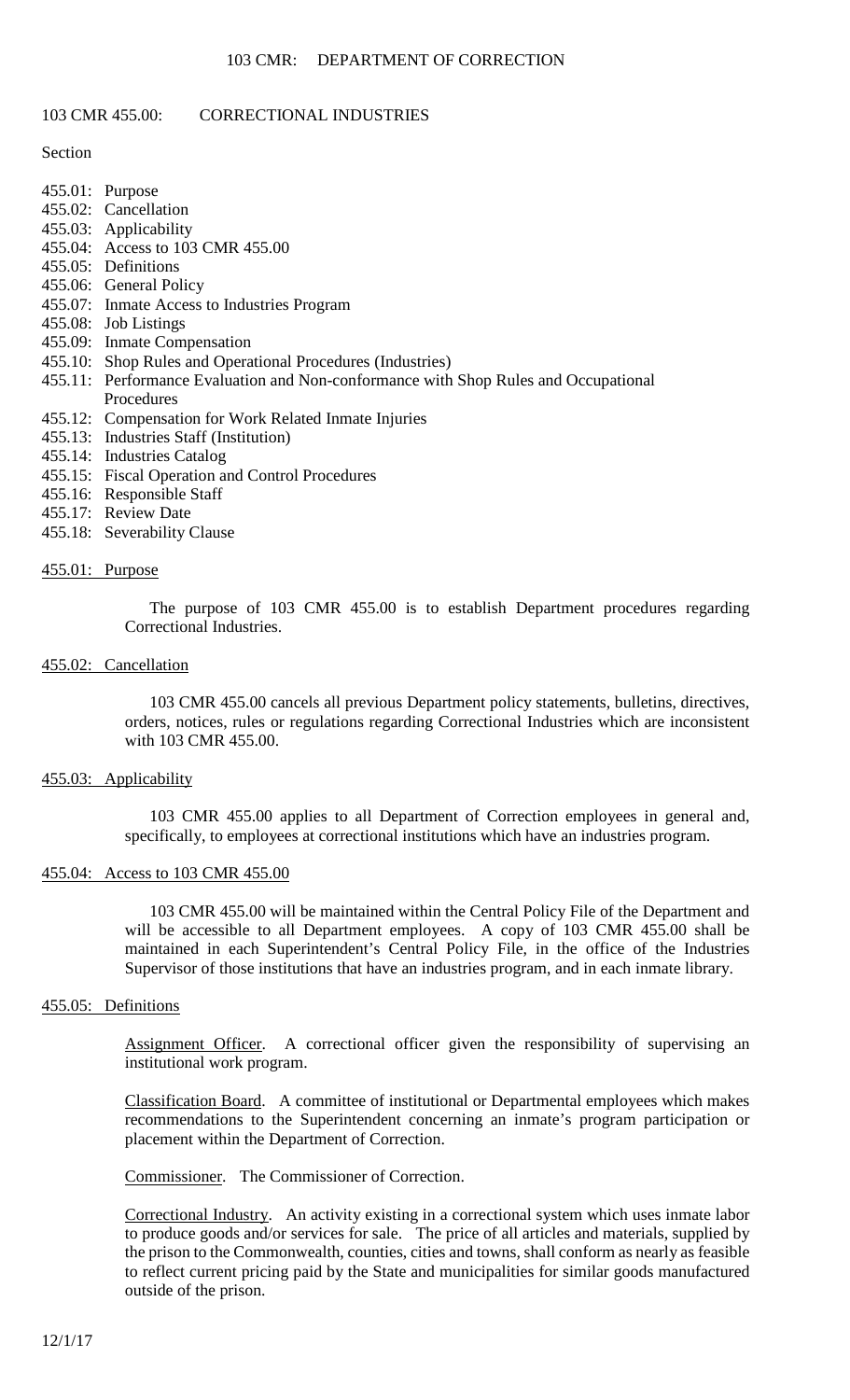# 103 CMR: DEPARTMENT OF CORRECTION

## 103 CMR 455.00: CORRECTIONAL INDUSTRIES

Section

455.01: Purpose
455.02: Cancellation
455.03: Applicability
455.04: Access to 103 CMR 455.00
455.05: Definitions
455.06: General Policy
455.07: Inmate Access to Industries Program
455.08: Job Listings
455.09: Inmate Compensation
455.10: Shop Rules and Operational Procedures (Industries)
455.11: Performance Evaluation and Non-conformance with Shop Rules and Occupational Procedures
455.12: Compensation for Work Related Inmate Injuries
455.13: Industries Staff (Institution)
455.14: Industries Catalog
455.15: Fiscal Operation and Control Procedures
455.16: Responsible Staff
455.17: Review Date
455.18: Severability Clause

### 455.01: Purpose

The purpose of 103 CMR 455.00 is to establish Department procedures regarding Correctional Industries.

### 455.02: Cancellation

103 CMR 455.00 cancels all previous Department policy statements, bulletins, directives, orders, notices, rules or regulations regarding Correctional Industries which are inconsistent with 103 CMR 455.00.

### 455.03: Applicability

103 CMR 455.00 applies to all Department of Correction employees in general and, specifically, to employees at correctional institutions which have an industries program.

### 455.04: Access to 103 CMR 455.00

103 CMR 455.00 will be maintained within the Central Policy File of the Department and will be accessible to all Department employees. A copy of 103 CMR 455.00 shall be maintained in each Superintendent's Central Policy File, in the office of the Industries Supervisor of those institutions that have an industries program, and in each inmate library.

### 455.05: Definitions

Assignment Officer. A correctional officer given the responsibility of supervising an institutional work program.

Classification Board. A committee of institutional or Departmental employees which makes recommendations to the Superintendent concerning an inmate's program participation or placement within the Department of Correction.

Commissioner. The Commissioner of Correction.

Correctional Industry. An activity existing in a correctional system which uses inmate labor to produce goods and/or services for sale. The price of all articles and materials, supplied by the prison to the Commonwealth, counties, cities and towns, shall conform as nearly as feasible to reflect current pricing paid by the State and municipalities for similar goods manufactured outside of the prison.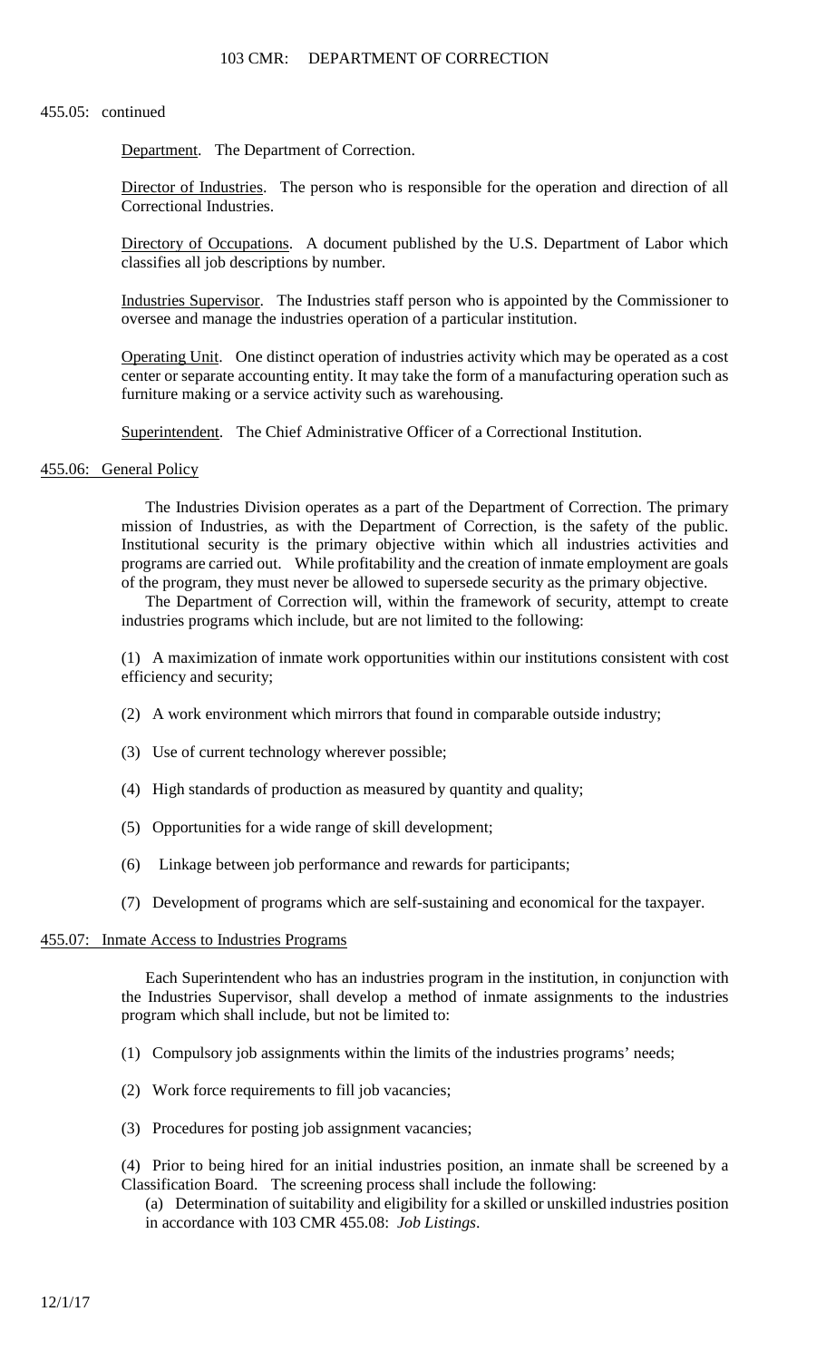455.05: continued

Department. The Department of Correction.

Director of Industries. The person who is responsible for the operation and direction of all Correctional Industries.

Directory of Occupations. A document published by the U.S. Department of Labor which classifies all job descriptions by number.

Industries Supervisor. The Industries staff person who is appointed by the Commissioner to oversee and manage the industries operation of a particular institution.

Operating Unit. One distinct operation of industries activity which may be operated as a cost center or separate accounting entity. It may take the form of a manufacturing operation such as furniture making or a service activity such as warehousing.

Superintendent. The Chief Administrative Officer of a Correctional Institution.

## 455.06: General Policy

The Industries Division operates as a part of the Department of Correction. The primary mission of Industries, as with the Department of Correction, is the safety of the public. Institutional security is the primary objective within which all industries activities and programs are carried out. While profitability and the creation of inmate employment are goals of the program, they must never be allowed to supersede security as the primary objective.

The Department of Correction will, within the framework of security, attempt to create industries programs which include, but are not limited to the following:

(1) A maximization of inmate work opportunities within our institutions consistent with cost efficiency and security;

(2) A work environment which mirrors that found in comparable outside industry;

(3) Use of current technology wherever possible;

(4) High standards of production as measured by quantity and quality;

(5) Opportunities for a wide range of skill development;

(6) Linkage between job performance and rewards for participants;

(7) Development of programs which are self-sustaining and economical for the taxpayer.

## 455.07: Inmate Access to Industries Programs

Each Superintendent who has an industries program in the institution, in conjunction with the Industries Supervisor, shall develop a method of inmate assignments to the industries program which shall include, but not be limited to:

(1) Compulsory job assignments within the limits of the industries programs' needs;

(2) Work force requirements to fill job vacancies;

(3) Procedures for posting job assignment vacancies;

(4) Prior to being hired for an initial industries position, an inmate shall be screened by a Classification Board. The screening process shall include the following:

(a) Determination of suitability and eligibility for a skilled or unskilled industries position in accordance with 103 CMR 455.08: *Job Listings*.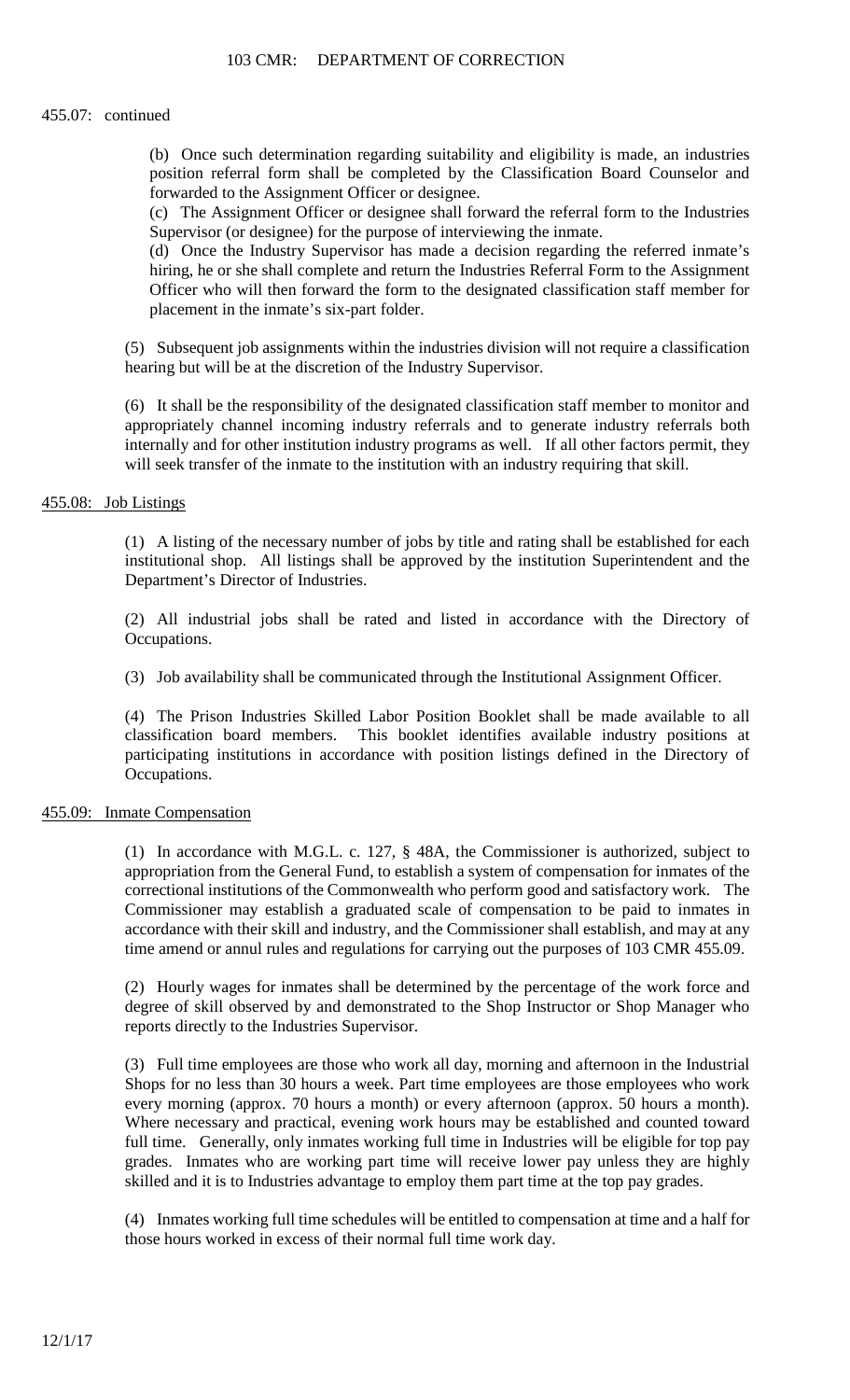455.07: continued

(b) Once such determination regarding suitability and eligibility is made, an industries position referral form shall be completed by the Classification Board Counselor and forwarded to the Assignment Officer or designee.

(c) The Assignment Officer or designee shall forward the referral form to the Industries Supervisor (or designee) for the purpose of interviewing the inmate.

(d) Once the Industry Supervisor has made a decision regarding the referred inmate's hiring, he or she shall complete and return the Industries Referral Form to the Assignment Officer who will then forward the form to the designated classification staff member for placement in the inmate's six-part folder.

(5) Subsequent job assignments within the industries division will not require a classification hearing but will be at the discretion of the Industry Supervisor.

(6) It shall be the responsibility of the designated classification staff member to monitor and appropriately channel incoming industry referrals and to generate industry referrals both internally and for other institution industry programs as well. If all other factors permit, they will seek transfer of the inmate to the institution with an industry requiring that skill.

## 455.08: Job Listings

(1) A listing of the necessary number of jobs by title and rating shall be established for each institutional shop. All listings shall be approved by the institution Superintendent and the Department's Director of Industries.

(2) All industrial jobs shall be rated and listed in accordance with the Directory of Occupations.

(3) Job availability shall be communicated through the Institutional Assignment Officer.

(4) The Prison Industries Skilled Labor Position Booklet shall be made available to all classification board members. This booklet identifies available industry positions at participating institutions in accordance with position listings defined in the Directory of Occupations.

## 455.09: Inmate Compensation

(1) In accordance with M.G.L. c. 127, § 48A, the Commissioner is authorized, subject to appropriation from the General Fund, to establish a system of compensation for inmates of the correctional institutions of the Commonwealth who perform good and satisfactory work. The Commissioner may establish a graduated scale of compensation to be paid to inmates in accordance with their skill and industry, and the Commissioner shall establish, and may at any time amend or annul rules and regulations for carrying out the purposes of 103 CMR 455.09.

(2) Hourly wages for inmates shall be determined by the percentage of the work force and degree of skill observed by and demonstrated to the Shop Instructor or Shop Manager who reports directly to the Industries Supervisor.

(3) Full time employees are those who work all day, morning and afternoon in the Industrial Shops for no less than 30 hours a week. Part time employees are those employees who work every morning (approx. 70 hours a month) or every afternoon (approx. 50 hours a month). Where necessary and practical, evening work hours may be established and counted toward full time. Generally, only inmates working full time in Industries will be eligible for top pay grades. Inmates who are working part time will receive lower pay unless they are highly skilled and it is to Industries advantage to employ them part time at the top pay grades.

(4) Inmates working full time schedules will be entitled to compensation at time and a half for those hours worked in excess of their normal full time work day.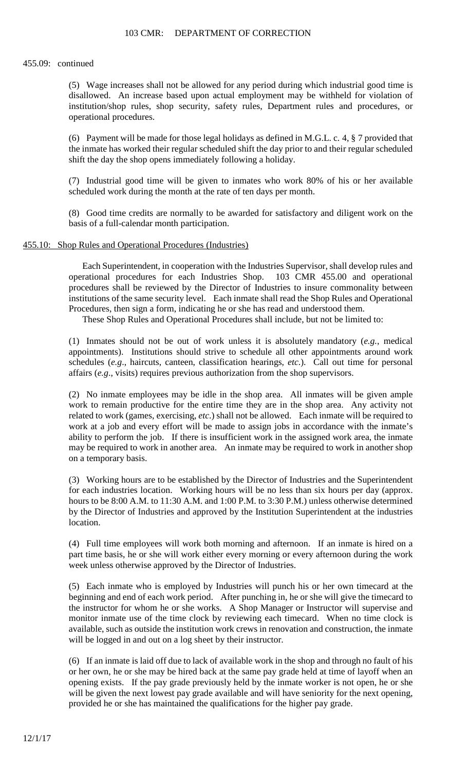455.09: continued

(5) Wage increases shall not be allowed for any period during which industrial good time is disallowed. An increase based upon actual employment may be withheld for violation of institution/shop rules, shop security, safety rules, Department rules and procedures, or operational procedures.

(6) Payment will be made for those legal holidays as defined in M.G.L. c. 4, § 7 provided that the inmate has worked their regular scheduled shift the day prior to and their regular scheduled shift the day the shop opens immediately following a holiday.

(7) Industrial good time will be given to inmates who work 80% of his or her available scheduled work during the month at the rate of ten days per month.

(8) Good time credits are normally to be awarded for satisfactory and diligent work on the basis of a full-calendar month participation.

## 455.10: Shop Rules and Operational Procedures (Industries)

Each Superintendent, in cooperation with the Industries Supervisor, shall develop rules and operational procedures for each Industries Shop. 103 CMR 455.00 and operational procedures shall be reviewed by the Director of Industries to insure commonality between institutions of the same security level. Each inmate shall read the Shop Rules and Operational Procedures, then sign a form, indicating he or she has read and understood them.

These Shop Rules and Operational Procedures shall include, but not be limited to:

(1) Inmates should not be out of work unless it is absolutely mandatory (*e.g.*, medical appointments). Institutions should strive to schedule all other appointments around work schedules (*e.g*., haircuts, canteen, classification hearings, *etc.*). Call out time for personal affairs (*e.g*., visits) requires previous authorization from the shop supervisors.

(2) No inmate employees may be idle in the shop area. All inmates will be given ample work to remain productive for the entire time they are in the shop area. Any activity not related to work (games, exercising, *etc.*) shall not be allowed. Each inmate will be required to work at a job and every effort will be made to assign jobs in accordance with the inmate's ability to perform the job. If there is insufficient work in the assigned work area, the inmate may be required to work in another area. An inmate may be required to work in another shop on a temporary basis.

(3) Working hours are to be established by the Director of Industries and the Superintendent for each industries location. Working hours will be no less than six hours per day (approx. hours to be 8:00 A.M. to 11:30 A.M. and 1:00 P.M. to 3:30 P.M.) unless otherwise determined by the Director of Industries and approved by the Institution Superintendent at the industries location.

(4) Full time employees will work both morning and afternoon. If an inmate is hired on a part time basis, he or she will work either every morning or every afternoon during the work week unless otherwise approved by the Director of Industries.

(5) Each inmate who is employed by Industries will punch his or her own timecard at the beginning and end of each work period. After punching in, he or she will give the timecard to the instructor for whom he or she works. A Shop Manager or Instructor will supervise and monitor inmate use of the time clock by reviewing each timecard. When no time clock is available, such as outside the institution work crews in renovation and construction, the inmate will be logged in and out on a log sheet by their instructor.

(6) If an inmate is laid off due to lack of available work in the shop and through no fault of his or her own, he or she may be hired back at the same pay grade held at time of layoff when an opening exists. If the pay grade previously held by the inmate worker is not open, he or she will be given the next lowest pay grade available and will have seniority for the next opening, provided he or she has maintained the qualifications for the higher pay grade.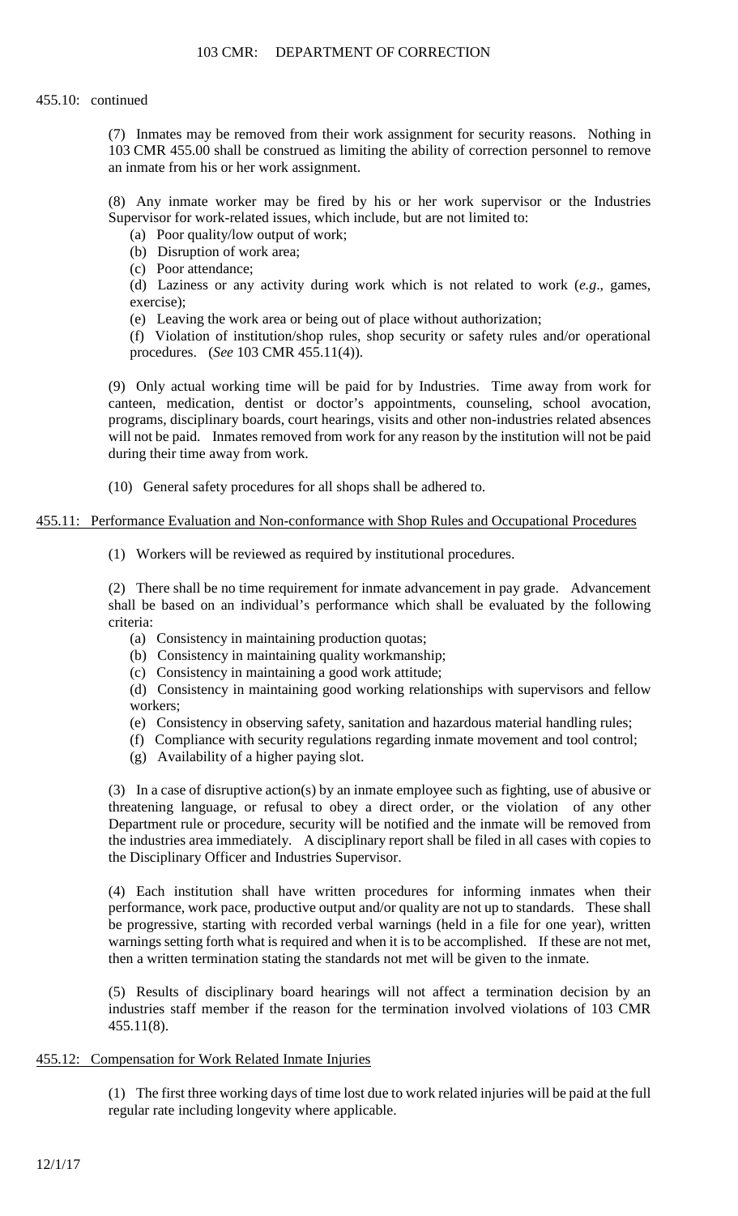455.10: continued

(7) Inmates may be removed from their work assignment for security reasons. Nothing in 103 CMR 455.00 shall be construed as limiting the ability of correction personnel to remove an inmate from his or her work assignment.

(8) Any inmate worker may be fired by his or her work supervisor or the Industries Supervisor for work-related issues, which include, but are not limited to:

(a) Poor quality/low output of work;
(b) Disruption of work area;
(c) Poor attendance;
(d) Laziness or any activity during work which is not related to work (*e.g*., games, exercise);
(e) Leaving the work area or being out of place without authorization;
(f) Violation of institution/shop rules, shop security or safety rules and/or operational procedures. (*See* 103 CMR 455.11(4)).

(9) Only actual working time will be paid for by Industries. Time away from work for canteen, medication, dentist or doctor's appointments, counseling, school avocation, programs, disciplinary boards, court hearings, visits and other non-industries related absences will not be paid. Inmates removed from work for any reason by the institution will not be paid during their time away from work.

(10) General safety procedures for all shops shall be adhered to.

455.11: Performance Evaluation and Non-conformance with Shop Rules and Occupational Procedures

(1) Workers will be reviewed as required by institutional procedures.

(2) There shall be no time requirement for inmate advancement in pay grade. Advancement shall be based on an individual's performance which shall be evaluated by the following criteria:

(a) Consistency in maintaining production quotas;
(b) Consistency in maintaining quality workmanship;
(c) Consistency in maintaining a good work attitude;
(d) Consistency in maintaining good working relationships with supervisors and fellow workers;
(e) Consistency in observing safety, sanitation and hazardous material handling rules;
(f) Compliance with security regulations regarding inmate movement and tool control;
(g) Availability of a higher paying slot.

(3) In a case of disruptive action(s) by an inmate employee such as fighting, use of abusive or threatening language, or refusal to obey a direct order, or the violation of any other Department rule or procedure, security will be notified and the inmate will be removed from the industries area immediately. A disciplinary report shall be filed in all cases with copies to the Disciplinary Officer and Industries Supervisor.

(4) Each institution shall have written procedures for informing inmates when their performance, work pace, productive output and/or quality are not up to standards. These shall be progressive, starting with recorded verbal warnings (held in a file for one year), written warnings setting forth what is required and when it is to be accomplished. If these are not met, then a written termination stating the standards not met will be given to the inmate.

(5) Results of disciplinary board hearings will not affect a termination decision by an industries staff member if the reason for the termination involved violations of 103 CMR 455.11(8).

455.12: Compensation for Work Related Inmate Injuries

(1) The first three working days of time lost due to work related injuries will be paid at the full regular rate including longevity where applicable.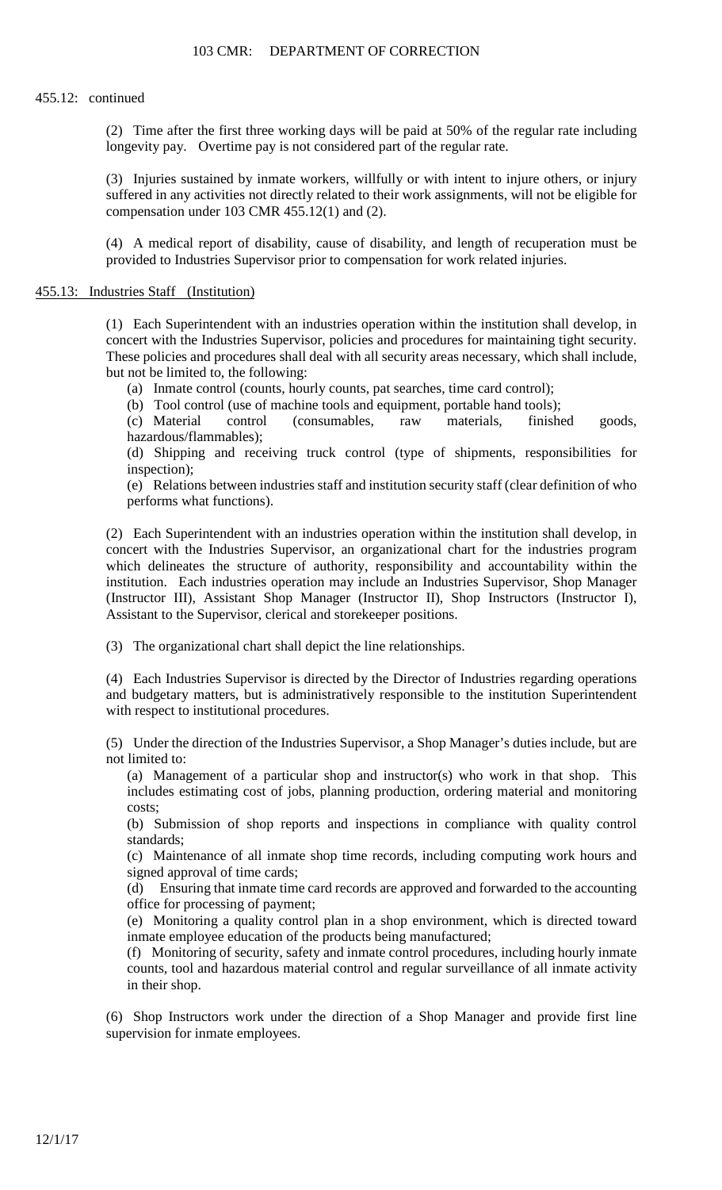455.12: continued

(2) Time after the first three working days will be paid at 50% of the regular rate including longevity pay. Overtime pay is not considered part of the regular rate.

(3) Injuries sustained by inmate workers, willfully or with intent to injure others, or injury suffered in any activities not directly related to their work assignments, will not be eligible for compensation under 103 CMR 455.12(1) and (2).

(4) A medical report of disability, cause of disability, and length of recuperation must be provided to Industries Supervisor prior to compensation for work related injuries.

## 455.13: Industries Staff (Institution)

(1) Each Superintendent with an industries operation within the institution shall develop, in concert with the Industries Supervisor, policies and procedures for maintaining tight security. These policies and procedures shall deal with all security areas necessary, which shall include, but not be limited to, the following:

(a) Inmate control (counts, hourly counts, pat searches, time card control);

(b) Tool control (use of machine tools and equipment, portable hand tools);

(c) Material control (consumables, raw materials, finished goods, hazardous/flammables);

(d) Shipping and receiving truck control (type of shipments, responsibilities for inspection);

(e) Relations between industries staff and institution security staff (clear definition of who performs what functions).

(2) Each Superintendent with an industries operation within the institution shall develop, in concert with the Industries Supervisor, an organizational chart for the industries program which delineates the structure of authority, responsibility and accountability within the institution. Each industries operation may include an Industries Supervisor, Shop Manager (Instructor III), Assistant Shop Manager (Instructor II), Shop Instructors (Instructor I), Assistant to the Supervisor, clerical and storekeeper positions.

(3) The organizational chart shall depict the line relationships.

(4) Each Industries Supervisor is directed by the Director of Industries regarding operations and budgetary matters, but is administratively responsible to the institution Superintendent with respect to institutional procedures.

(5) Under the direction of the Industries Supervisor, a Shop Manager's duties include, but are not limited to:

(a) Management of a particular shop and instructor(s) who work in that shop. This includes estimating cost of jobs, planning production, ordering material and monitoring costs;

(b) Submission of shop reports and inspections in compliance with quality control standards;

(c) Maintenance of all inmate shop time records, including computing work hours and signed approval of time cards;

(d) Ensuring that inmate time card records are approved and forwarded to the accounting office for processing of payment;

(e) Monitoring a quality control plan in a shop environment, which is directed toward inmate employee education of the products being manufactured;

(f) Monitoring of security, safety and inmate control procedures, including hourly inmate counts, tool and hazardous material control and regular surveillance of all inmate activity in their shop.

(6) Shop Instructors work under the direction of a Shop Manager and provide first line supervision for inmate employees.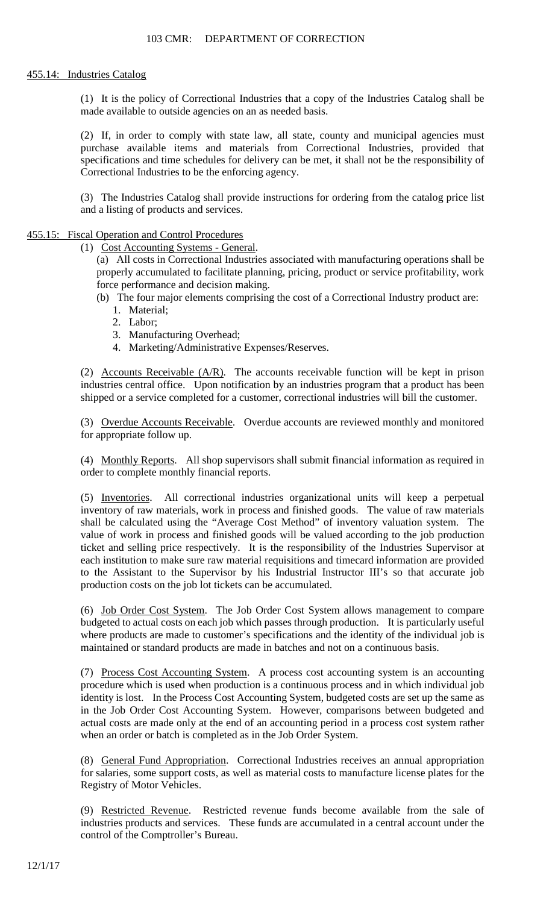### 455.14: Industries Catalog

(1) It is the policy of Correctional Industries that a copy of the Industries Catalog shall be made available to outside agencies on an as needed basis.

(2) If, in order to comply with state law, all state, county and municipal agencies must purchase available items and materials from Correctional Industries, provided that specifications and time schedules for delivery can be met, it shall not be the responsibility of Correctional Industries to be the enforcing agency.

(3) The Industries Catalog shall provide instructions for ordering from the catalog price list and a listing of products and services.

### 455.15: Fiscal Operation and Control Procedures

(1) Cost Accounting Systems - General.

(a) All costs in Correctional Industries associated with manufacturing operations shall be properly accumulated to facilitate planning, pricing, product or service profitability, work force performance and decision making.

(b) The four major elements comprising the cost of a Correctional Industry product are:

1. Material;
2. Labor;
3. Manufacturing Overhead;
4. Marketing/Administrative Expenses/Reserves.

(2) Accounts Receivable (A/R). The accounts receivable function will be kept in prison industries central office. Upon notification by an industries program that a product has been shipped or a service completed for a customer, correctional industries will bill the customer.

(3) Overdue Accounts Receivable. Overdue accounts are reviewed monthly and monitored for appropriate follow up.

(4) Monthly Reports. All shop supervisors shall submit financial information as required in order to complete monthly financial reports.

(5) Inventories. All correctional industries organizational units will keep a perpetual inventory of raw materials, work in process and finished goods. The value of raw materials shall be calculated using the "Average Cost Method" of inventory valuation system. The value of work in process and finished goods will be valued according to the job production ticket and selling price respectively. It is the responsibility of the Industries Supervisor at each institution to make sure raw material requisitions and timecard information are provided to the Assistant to the Supervisor by his Industrial Instructor III's so that accurate job production costs on the job lot tickets can be accumulated.

(6) Job Order Cost System. The Job Order Cost System allows management to compare budgeted to actual costs on each job which passes through production. It is particularly useful where products are made to customer's specifications and the identity of the individual job is maintained or standard products are made in batches and not on a continuous basis.

(7) Process Cost Accounting System. A process cost accounting system is an accounting procedure which is used when production is a continuous process and in which individual job identity is lost. In the Process Cost Accounting System, budgeted costs are set up the same as in the Job Order Cost Accounting System. However, comparisons between budgeted and actual costs are made only at the end of an accounting period in a process cost system rather when an order or batch is completed as in the Job Order System.

(8) General Fund Appropriation. Correctional Industries receives an annual appropriation for salaries, some support costs, as well as material costs to manufacture license plates for the Registry of Motor Vehicles.

(9) Restricted Revenue. Restricted revenue funds become available from the sale of industries products and services. These funds are accumulated in a central account under the control of the Comptroller's Bureau.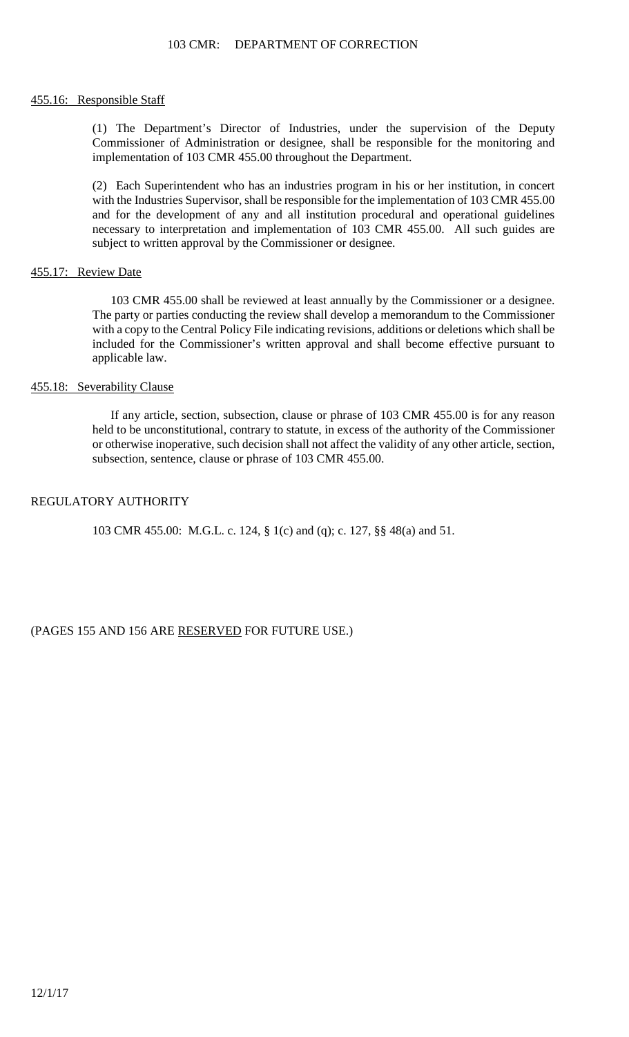#### 455.16: Responsible Staff

(1) The Department's Director of Industries, under the supervision of the Deputy Commissioner of Administration or designee, shall be responsible for the monitoring and implementation of 103 CMR 455.00 throughout the Department.

(2) Each Superintendent who has an industries program in his or her institution, in concert with the Industries Supervisor, shall be responsible for the implementation of 103 CMR 455.00 and for the development of any and all institution procedural and operational guidelines necessary to interpretation and implementation of 103 CMR 455.00. All such guides are subject to written approval by the Commissioner or designee.

#### 455.17: Review Date

103 CMR 455.00 shall be reviewed at least annually by the Commissioner or a designee. The party or parties conducting the review shall develop a memorandum to the Commissioner with a copy to the Central Policy File indicating revisions, additions or deletions which shall be included for the Commissioner's written approval and shall become effective pursuant to applicable law.

#### 455.18: Severability Clause

If any article, section, subsection, clause or phrase of 103 CMR 455.00 is for any reason held to be unconstitutional, contrary to statute, in excess of the authority of the Commissioner or otherwise inoperative, such decision shall not affect the validity of any other article, section, subsection, sentence, clause or phrase of 103 CMR 455.00.

REGULATORY AUTHORITY

103 CMR 455.00: M.G.L. c. 124, § 1(c) and (q); c. 127, §§ 48(a) and 51.

(PAGES 155 AND 156 ARE RESERVED FOR FUTURE USE.)

12/1/17